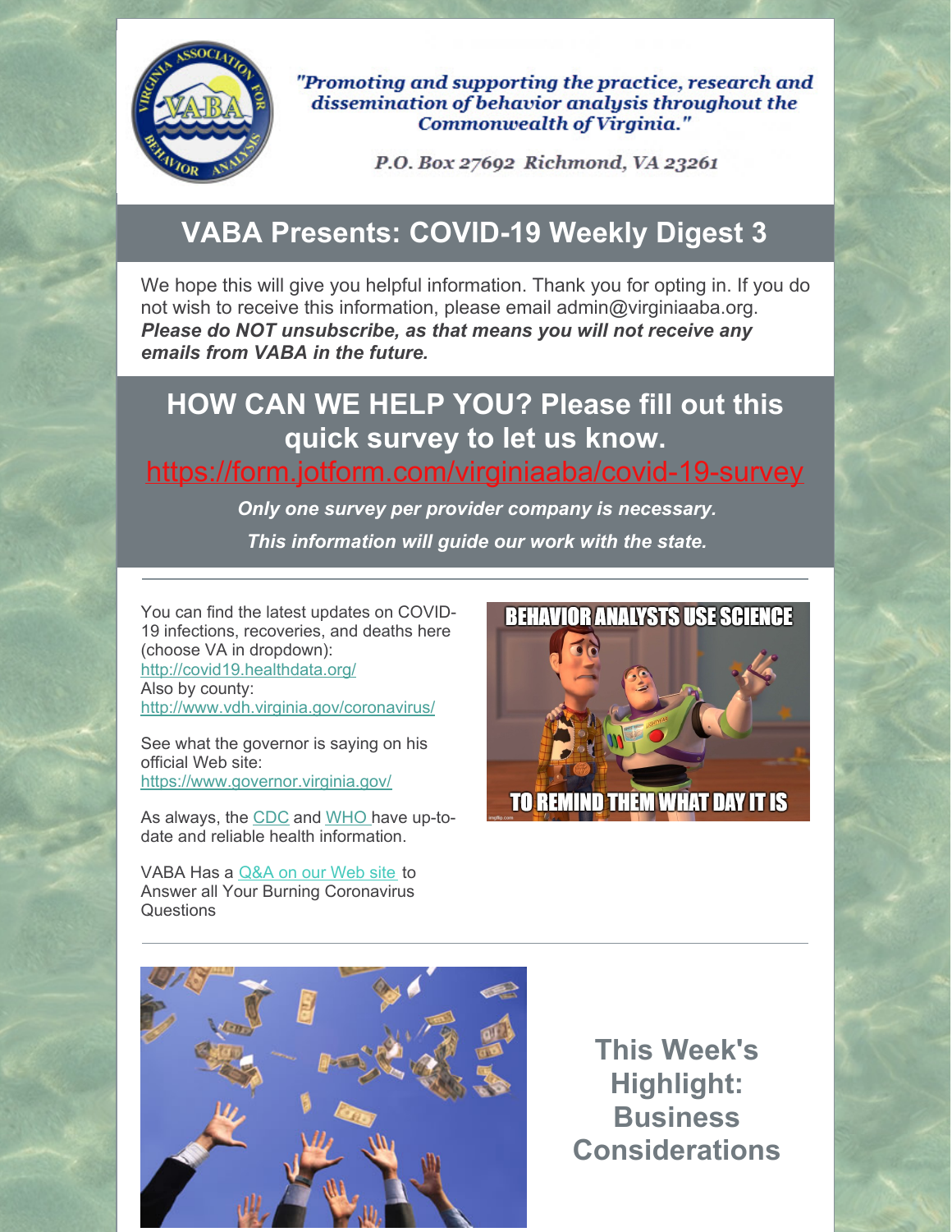"Promoting and supporting the practice, research and dissemination of behavior analysis throughout the Commonwealth of Virginia."

P.O. Box 27692 Richmond, VA 23261

# VABA Presents: COVID-19 Weekly Digest 3

We hope this will give you helpful information. Thank you for opting in. If you do not wish to receive this information, please email admin@virginiaaba.org. ***Please do NOT unsubscribe, as that means you will not receive any emails from VABA in the future.***

## HOW CAN WE HELP YOU? Please fill out this quick survey to let us know.

https://form.jotform.com/virginiaaba/covid-19-survey

***Only one survey per provider company is necessary.***

***This information will guide our work with the state.***

---

You can find the latest updates on COVID-19 infections, recoveries, and deaths here (choose VA in dropdown):
http://covid19.healthdata.org/
Also by county:
http://www.vdh.virginia.gov/coronavirus/

See what the governor is saying on his official Web site:
https://www.governor.virginia.gov/

As always, the CDC and WHO have up-to-date and reliable health information.

VABA Has a Q&A on our Web site to Answer all Your Burning Coronavirus Questions

---

## This Week's Highlight: Business Considerations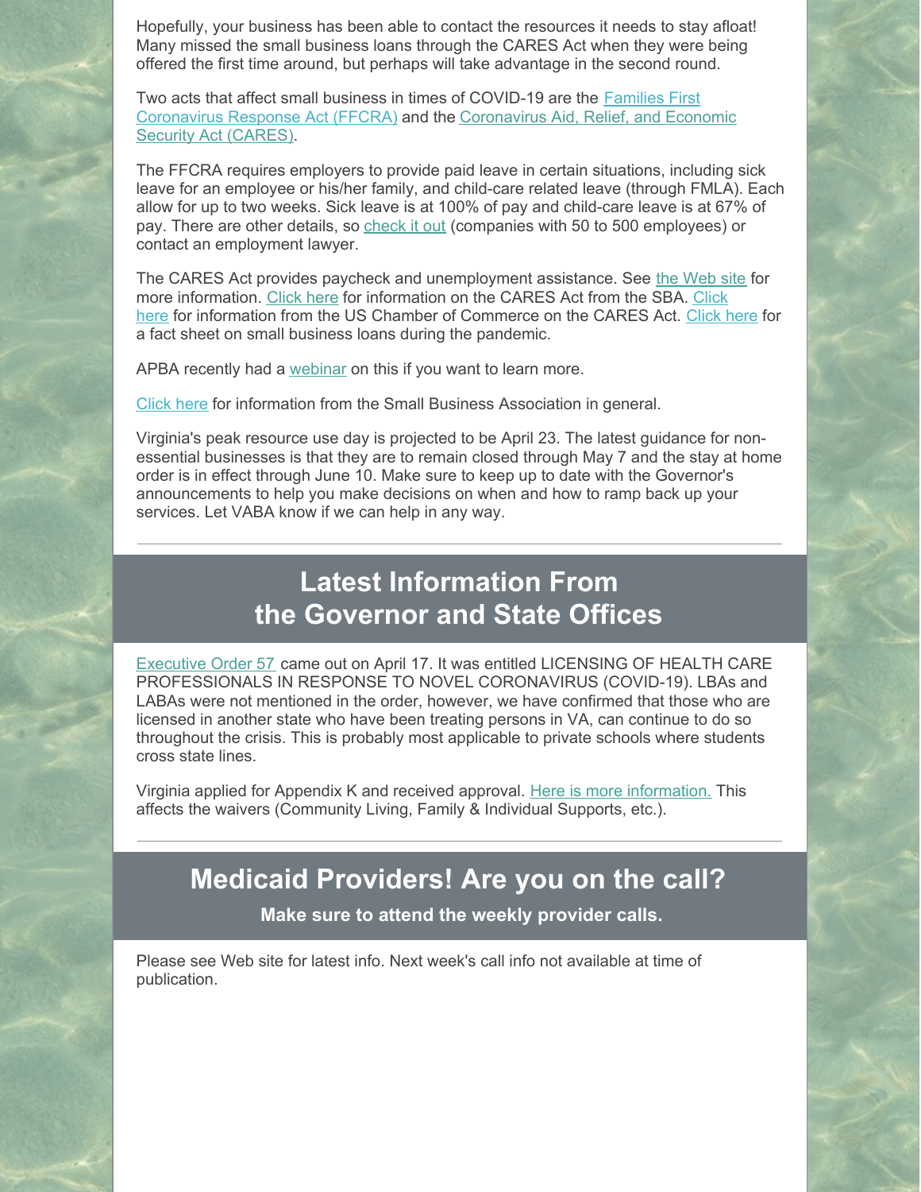Hopefully, your business has been able to contact the resources it needs to stay afloat! Many missed the small business loans through the CARES Act when they were being offered the first time around, but perhaps will take advantage in the second round.

Two acts that affect small business in times of COVID-19 are the Families First Coronavirus Response Act (FFCRA) and the Coronavirus Aid, Relief, and Economic Security Act (CARES).

The FFCRA requires employers to provide paid leave in certain situations, including sick leave for an employee or his/her family, and child-care related leave (through FMLA). Each allow for up to two weeks. Sick leave is at 100% of pay and child-care leave is at 67% of pay. There are other details, so check it out (companies with 50 to 500 employees) or contact an employment lawyer.

The CARES Act provides paycheck and unemployment assistance. See the Web site for more information. Click here for information on the CARES Act from the SBA. Click here for information from the US Chamber of Commerce on the CARES Act. Click here for a fact sheet on small business loans during the pandemic.

APBA recently had a webinar on this if you want to learn more.

Click here for information from the Small Business Association in general.

Virginia's peak resource use day is projected to be April 23. The latest guidance for non-essential businesses is that they are to remain closed through May 7 and the stay at home order is in effect through June 10. Make sure to keep up to date with the Governor's announcements to help you make decisions on when and how to ramp back up your services. Let VABA know if we can help in any way.

## Latest Information From the Governor and State Offices

Executive Order 57 came out on April 17. It was entitled LICENSING OF HEALTH CARE PROFESSIONALS IN RESPONSE TO NOVEL CORONAVIRUS (COVID-19). LBAs and LABAs were not mentioned in the order, however, we have confirmed that those who are licensed in another state who have been treating persons in VA, can continue to do so throughout the crisis. This is probably most applicable to private schools where students cross state lines.

Virginia applied for Appendix K and received approval. Here is more information. This affects the waivers (Community Living, Family & Individual Supports, etc.).

## Medicaid Providers! Are you on the call?

**Make sure to attend the weekly provider calls.**

Please see Web site for latest info. Next week's call info not available at time of publication.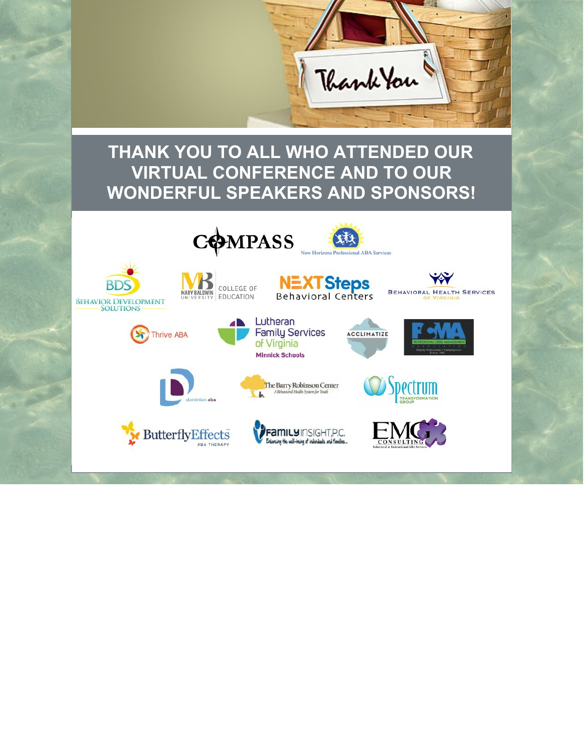## THANK YOU TO ALL WHO ATTENDED OUR VIRTUAL CONFERENCE AND TO OUR WONDERFUL SPEAKERS AND SPONSORS!

COMPASS

New Horizons Professional ABA Services

BDS Behavior Development Solutions

Mary Baldwin University College of Education

NEXTSteps Behavioral Centers

Behavioral Health Services of Virginia

Thrive ABA

Lutheran Family Services of Virginia Minnick Schools

Acclimatize

PCMA Professional Crisis Management Association

dominion aba

The Barry Robinson Center A Behavioral Health System for Youth

Spectrum Transformation Group

ButterflyEffects ABA Therapy

Family Insight, P.C. Enhancing the well-being of individuals and families...

EMG Consulting Behavioral & Instructional ABA Services